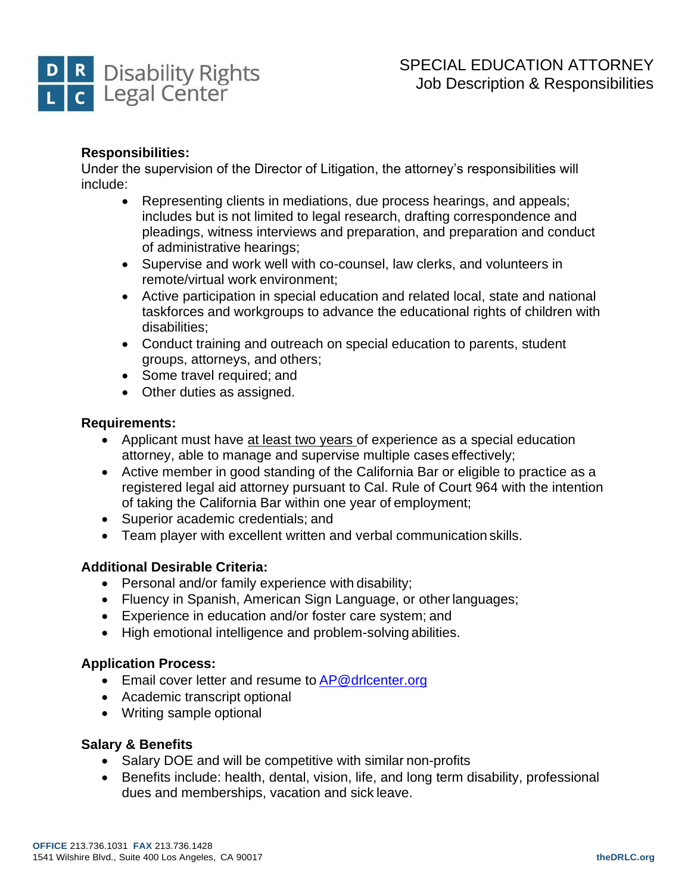Disability Rights Legal Center

# SPECIAL EDUCATION ATTORNEY
## Job Description & Responsibilities

**Responsibilities:**

Under the supervision of the Director of Litigation, the attorney's responsibilities will include:

- Representing clients in mediations, due process hearings, and appeals; includes but is not limited to legal research, drafting correspondence and pleadings, witness interviews and preparation, and preparation and conduct of administrative hearings;
- Supervise and work well with co-counsel, law clerks, and volunteers in remote/virtual work environment;
- Active participation in special education and related local, state and national taskforces and workgroups to advance the educational rights of children with disabilities;
- Conduct training and outreach on special education to parents, student groups, attorneys, and others;
- Some travel required; and
- Other duties as assigned.

**Requirements:**

- Applicant must have <u>at least two years</u> of experience as a special education attorney, able to manage and supervise multiple cases effectively;
- Active member in good standing of the California Bar or eligible to practice as a registered legal aid attorney pursuant to Cal. Rule of Court 964 with the intention of taking the California Bar within one year of employment;
- Superior academic credentials; and
- Team player with excellent written and verbal communication skills.

**Additional Desirable Criteria:**

- Personal and/or family experience with disability;
- Fluency in Spanish, American Sign Language, or other languages;
- Experience in education and/or foster care system; and
- High emotional intelligence and problem-solving abilities.

**Application Process:**

- Email cover letter and resume to AP@drlcenter.org
- Academic transcript optional
- Writing sample optional

**Salary & Benefits**

- Salary DOE and will be competitive with similar non-profits
- Benefits include: health, dental, vision, life, and long term disability, professional dues and memberships, vacation and sick leave.

**OFFICE** 213.736.1031 **FAX** 213.736.1428
1541 Wilshire Blvd., Suite 400 Los Angeles, CA 90017
**theDRLC.org**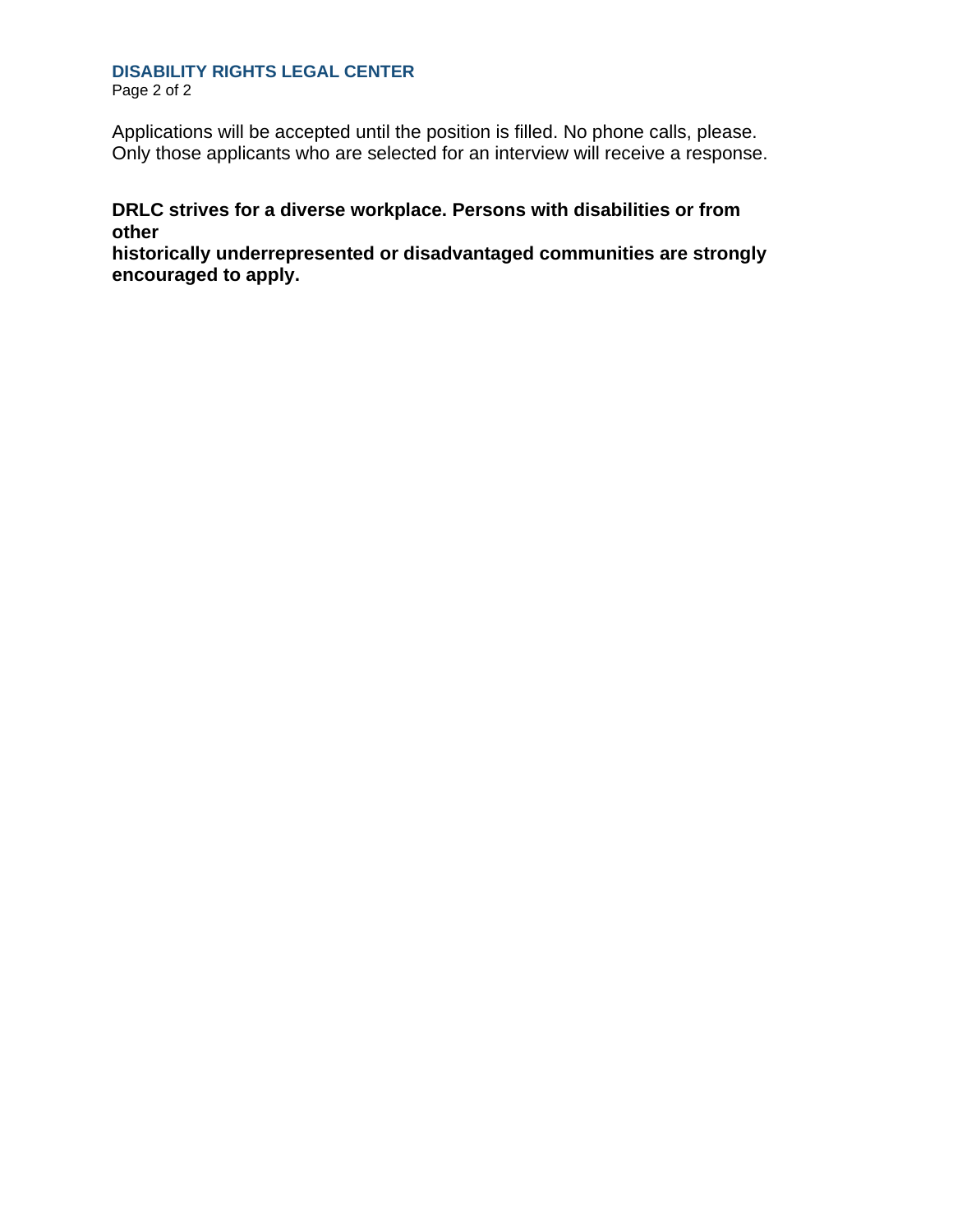Applications will be accepted until the position is filled. No phone calls, please. Only those applicants who are selected for an interview will receive a response.

**DRLC strives for a diverse workplace. Persons with disabilities or from other historically underrepresented or disadvantaged communities are strongly encouraged to apply.**